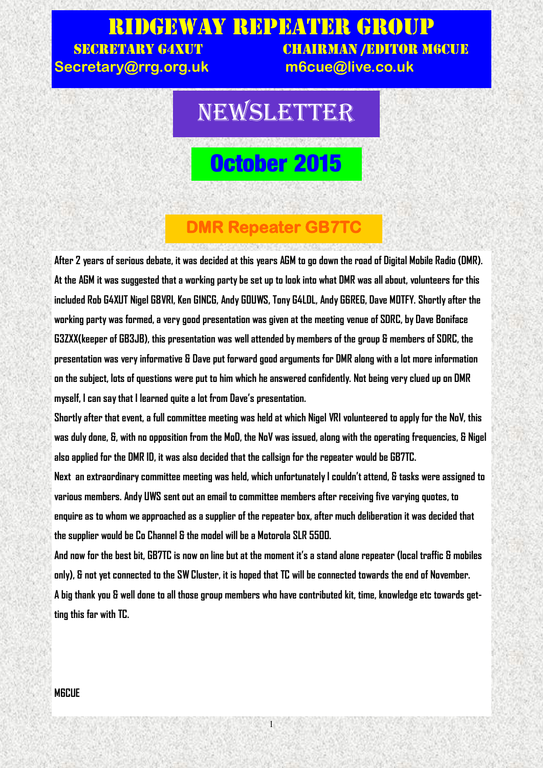# Ridgeway Repeater Group

**Secretary G4XUT** — Secretary@rrg.org.uk

**Chairman /Editor M6CUE** — m6cue@live.co.uk

# Newsletter

## October 2015

### DMR Repeater GB7TC

After 2 years of serious debate, it was decided at this years AGM to go down the road of Digital Mobile Radio (DMR). At the AGM it was suggested that a working party be set up to look into what DMR was all about, volunteers for this included Rob G4XUT Nigel G8VRI, Ken G1NCG, Andy G0UWS, Tony G4LDL, Andy G6REG, Dave M0TFY. Shortly after the working party was formed, a very good presentation was given at the meeting venue of SDRC, by Dave Boniface G3ZXX(keeper of GB3JB), this presentation was well attended by members of the group & members of SDRC, the presentation was very informative & Dave put forward good arguments for DMR along with a lot more information on the subject, lots of questions were put to him which he answered confidently. Not being very clued up on DMR myself, I can say that I learned quite a lot from Dave's presentation.

Shortly after that event, a full committee meeting was held at which Nigel VRI volunteered to apply for the NoV, this was duly done, &, with no opposition from the MoD, the NoV was issued, along with the operating frequencies, & Nigel also applied for the DMR ID, it was also decided that the callsign for the repeater would be GB7TC.

Next an extraordinary committee meeting was held, which unfortunately I couldn't attend, & tasks were assigned to various members. Andy UWS sent out an email to committee members after receiving five varying quotes, to enquire as to whom we approached as a supplier of the repeater box, after much deliberation it was decided that the supplier would be Co Channel & the model will be a Motorola SLR 5500.

And now for the best bit, GB7TC is now on line but at the moment it's a stand alone repeater (local traffic & mobiles only), & not yet connected to the SW Cluster, it is hoped that TC will be connected towards the end of November.

A big thank you & well done to all those group members who have contributed kit, time, knowledge etc towards getting this far with TC.

M6CUE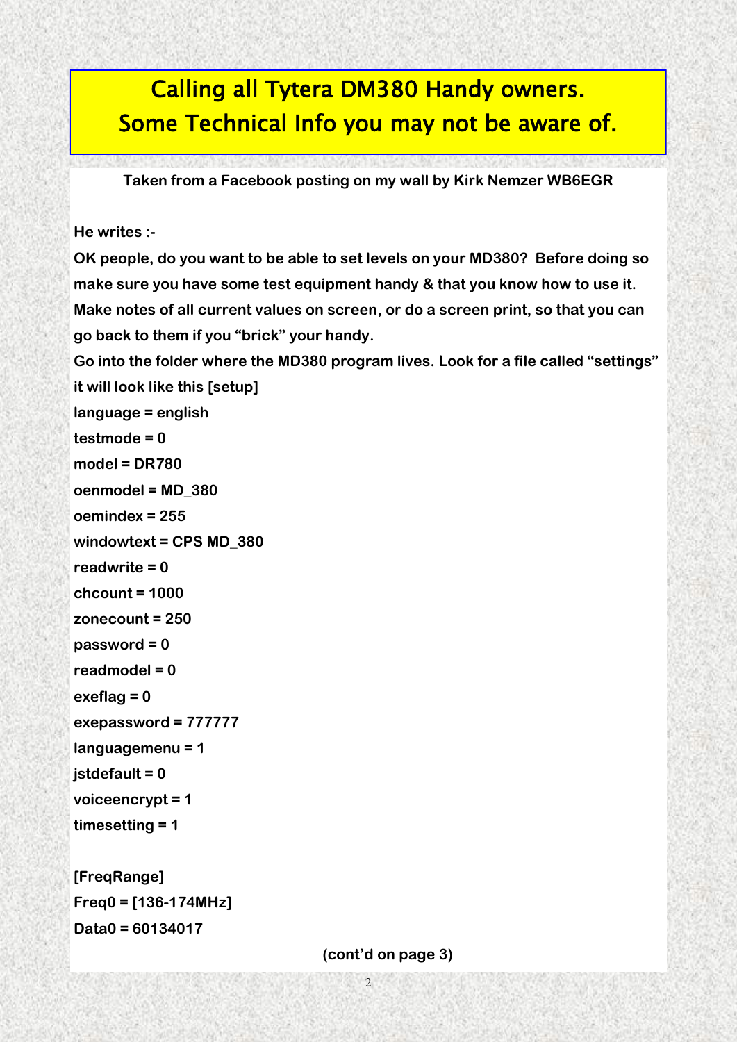# Calling all Tytera DM380 Handy owners. Some Technical Info you may not be aware of.

**Taken from a Facebook posting on my wall by Kirk Nemzer WB6EGR**

**He writes :-**

**OK people, do you want to be able to set levels on your MD380? Before doing so make sure you have some test equipment handy & that you know how to use it. Make notes of all current values on screen, or do a screen print, so that you can go back to them if you "brick" your handy.**

**Go into the folder where the MD380 program lives. Look for a file called "settings" it will look like this [setup]**

**language = english**
**testmode = 0**
**model = DR780**
**oenmodel = MD_380**
**oemindex = 255**
**windowtext = CPS MD_380**
**readwrite = 0**
**chcount = 1000**
**zonecount = 250**
**password = 0**
**readmodel = 0**
**exeflag = 0**
**exepassword = 777777**
**languagemenu = 1**
**jstdefault = 0**
**voiceencrypt = 1**
**timesetting = 1**

**[FreqRange]**
**Freq0 = [136-174MHz]**
**Data0 = 60134017**

**(cont'd on page 3)**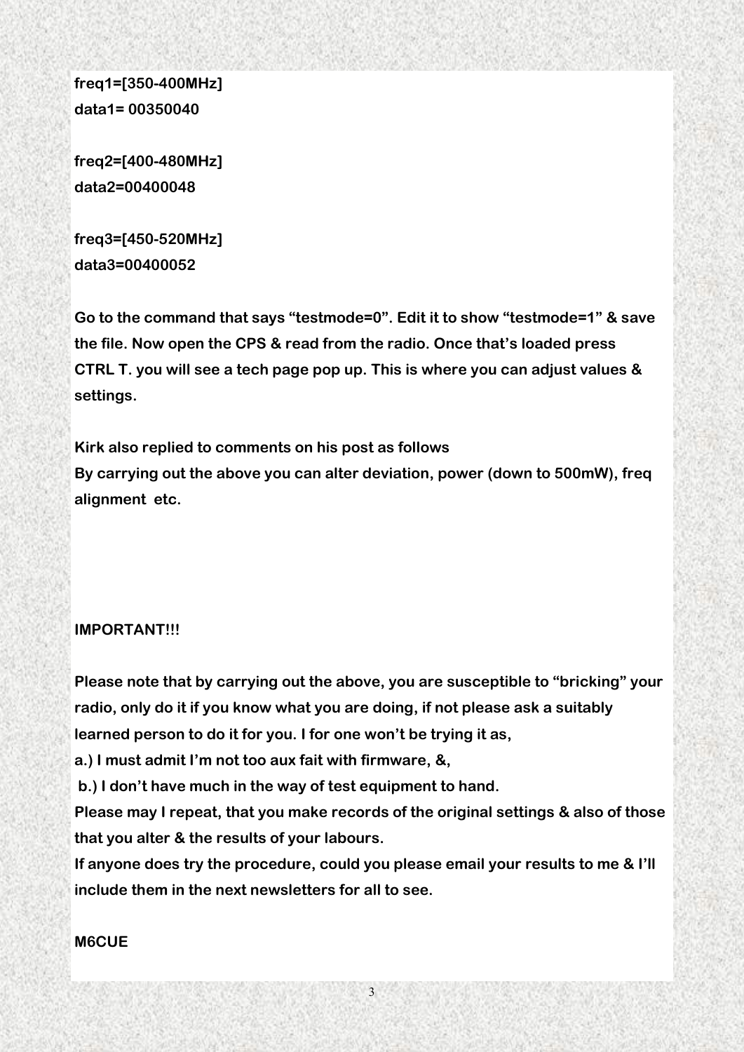**freq1=[350-400MHz]**
**data1= 00350040**

**freq2=[400-480MHz]**
**data2=00400048**

**freq3=[450-520MHz]**
**data3=00400052**

**Go to the command that says "testmode=0". Edit it to show "testmode=1" & save the file. Now open the CPS & read from the radio. Once that's loaded press CTRL T. you will see a tech page pop up. This is where you can adjust values & settings.**

**Kirk also replied to comments on his post as follows**
**By carrying out the above you can alter deviation, power (down to 500mW), freq alignment etc.**

**IMPORTANT!!!**

**Please note that by carrying out the above, you are susceptible to "bricking" your radio, only do it if you know what you are doing, if not please ask a suitably learned person to do it for you. I for one won't be trying it as,**
**a.) I must admit I'm not too aux fait with firmware, &,**
**b.) I don't have much in the way of test equipment to hand.**
**Please may I repeat, that you make records of the original settings & also of those that you alter & the results of your labours.**
**If anyone does try the procedure, could you please email your results to me & I'll include them in the next newsletters for all to see.**

**M6CUE**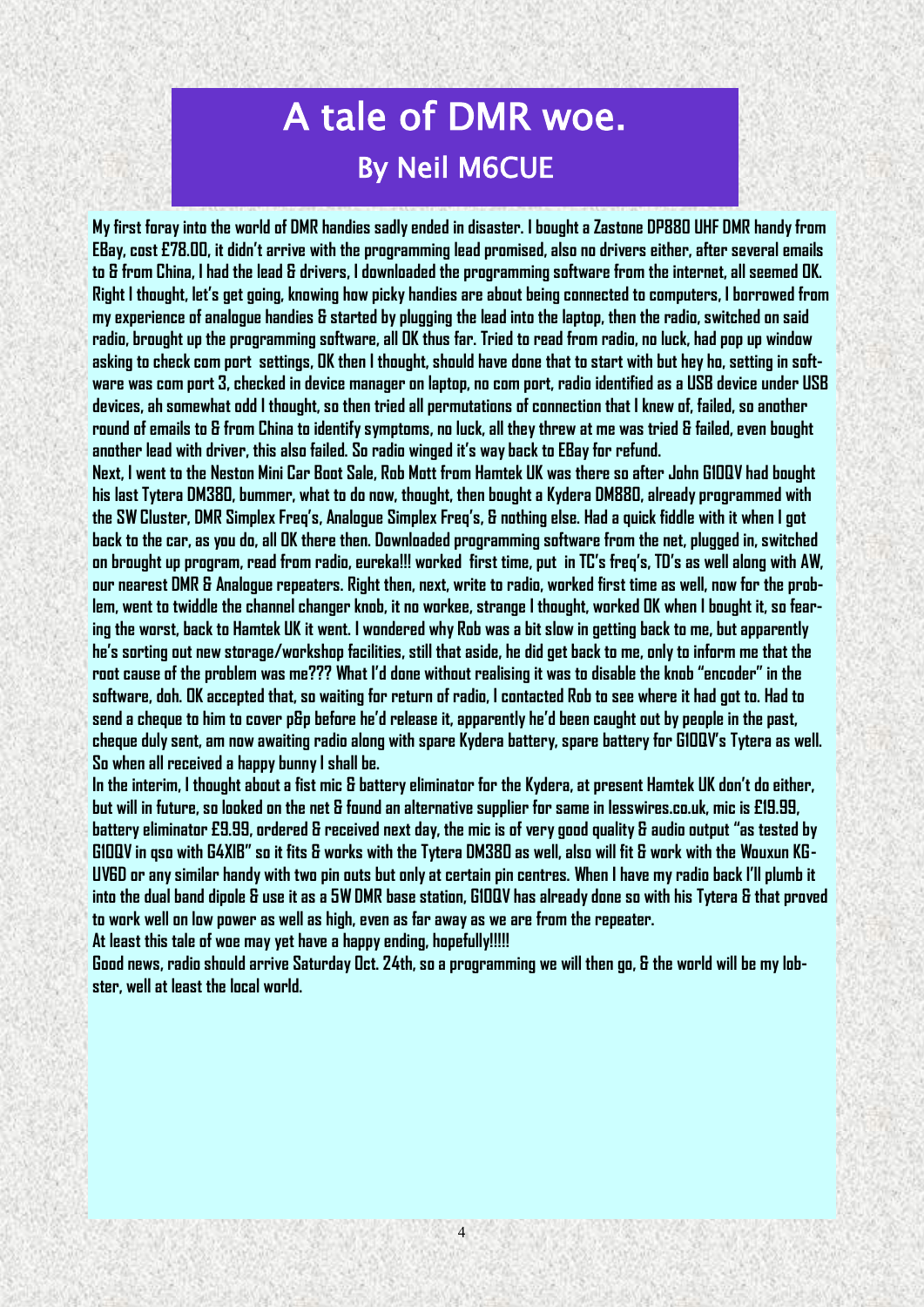# A tale of DMR woe.

## By Neil M6CUE

**My first foray into the world of DMR handies sadly ended in disaster. I bought a Zastone DP880 UHF DMR handy from EBay, cost £78.00, it didn't arrive with the programming lead promised, also no drivers either, after several emails to & from China, I had the lead & drivers, I downloaded the programming software from the internet, all seemed OK. Right I thought, let's get going, knowing how picky handies are about being connected to computers, I borrowed from my experience of analogue handies & started by plugging the lead into the laptop, then the radio, switched on said radio, brought up the programming software, all OK thus far. Tried to read from radio, no luck, had pop up window asking to check com port settings, OK then I thought, should have done that to start with but hey ho, setting in software was com port 3, checked in device manager on laptop, no com port, radio identified as a USB device under USB devices, ah somewhat odd I thought, so then tried all permutations of connection that I knew of, failed, so another round of emails to & from China to identify symptoms, no luck, all they threw at me was tried & failed, even bought another lead with driver, this also failed. So radio winged it's way back to EBay for refund.**

**Next, I went to the Neston Mini Car Boot Sale, Rob Mott from Hamtek UK was there so after John G1OQV had bought his last Tytera DM380, bummer, what to do now, thought, then bought a Kydera DM880, already programmed with the SW Cluster, DMR Simplex Freq's, Analogue Simplex Freq's, & nothing else. Had a quick fiddle with it when I got back to the car, as you do, all OK there then. Downloaded programming software from the net, plugged in, switched on brought up program, read from radio, eureka!!! worked first time, put in TC's freq's, TD's as well along with AW, our nearest DMR & Analogue repeaters. Right then, next, write to radio, worked first time as well, now for the problem, went to twiddle the channel changer knob, it no workee, strange I thought, worked OK when I bought it, so fearing the worst, back to Hamtek UK it went. I wondered why Rob was a bit slow in getting back to me, but apparently he's sorting out new storage/workshop facilities, still that aside, he did get back to me, only to inform me that the root cause of the problem was me??? What I'd done without realising it was to disable the knob "encoder" in the software, doh. OK accepted that, so waiting for return of radio, I contacted Rob to see where it had got to. Had to send a cheque to him to cover p&p before he'd release it, apparently he'd been caught out by people in the past, cheque duly sent, am now awaiting radio along with spare Kydera battery, spare battery for G1OQV's Tytera as well. So when all received a happy bunny I shall be.**

**In the interim, I thought about a fist mic & battery eliminator for the Kydera, at present Hamtek UK don't do either, but will in future, so looked on the net & found an alternative supplier for same in lesswires.co.uk, mic is £19.99, battery eliminator £9.99, ordered & received next day, the mic is of very good quality & audio output "as tested by G1OQV in qso with G4XIB" so it fits & works with the Tytera DM380 as well, also will fit & work with the Wouxun KG-UV6D or any similar handy with two pin outs but only at certain pin centres. When I have my radio back I'll plumb it into the dual band dipole & use it as a 5W DMR base station, G1OQV has already done so with his Tytera & that proved to work well on low power as well as high, even as far away as we are from the repeater.**

**At least this tale of woe may yet have a happy ending, hopefully!!!!!**

**Good news, radio should arrive Saturday Oct. 24th, so a programming we will then go, & the world will be my lobster, well at least the local world.**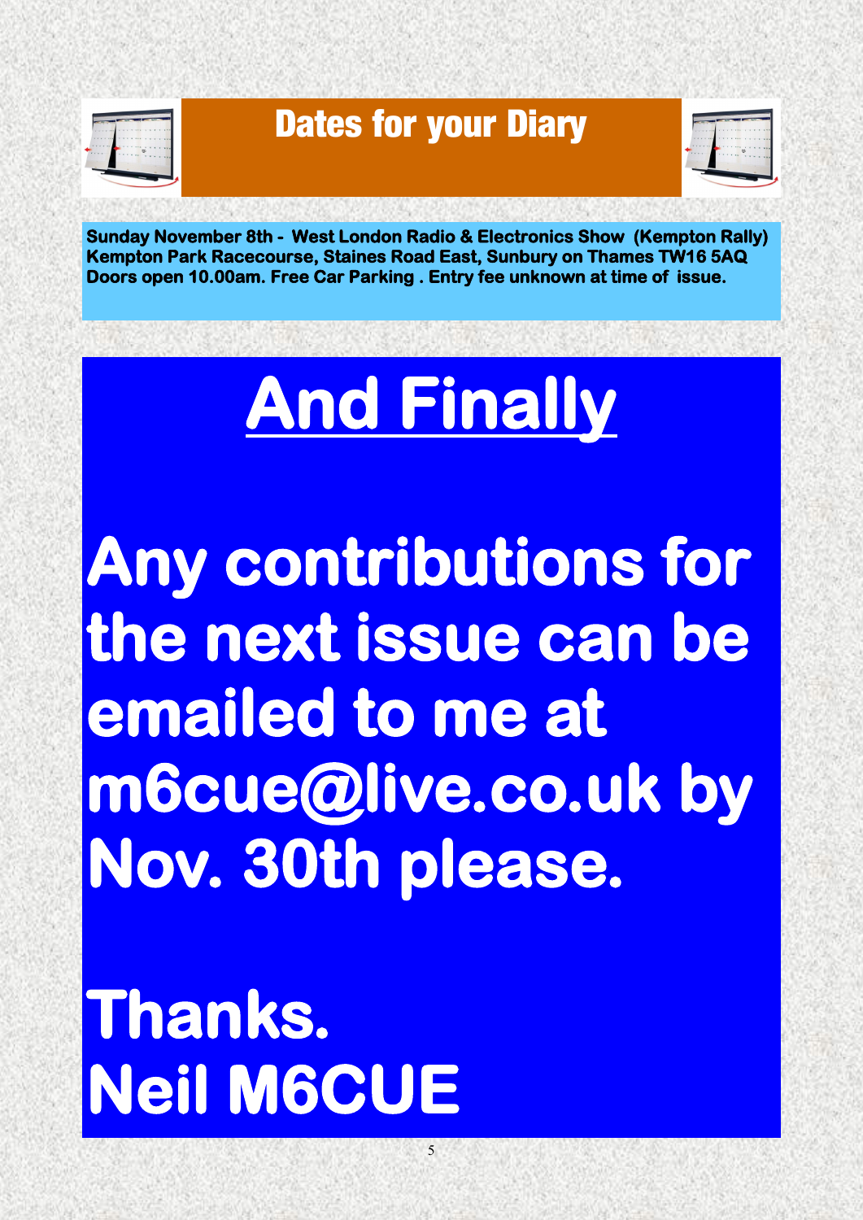## Dates for your Diary

**Sunday November 8th - West London Radio & Electronics Show (Kempton Rally)**
**Kempton Park Racecourse, Staines Road East, Sunbury on Thames TW16 5AQ**
**Doors open 10.00am. Free Car Parking . Entry fee unknown at time of issue.**

# And Finally

**Any contributions for the next issue can be emailed to me at m6cue@live.co.uk by Nov. 30th please.**

**Thanks.**
**Neil M6CUE**